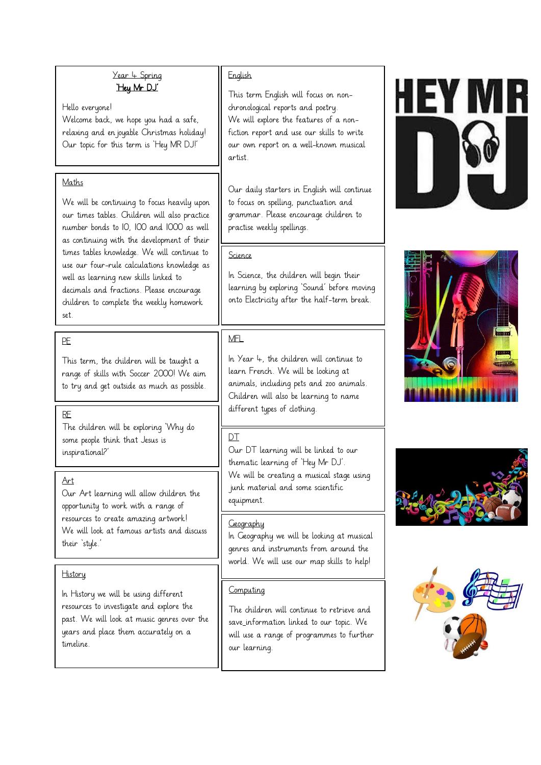## Year 4 Spring
## 'Hey Mr DJ'

Hello everyone!
Welcome back, we hope you had a safe, relaxing and enjoyable Christmas holiday! Our topic for this term is 'Hey MR DJ!'

### Maths

We will be continuing to focus heavily upon our times tables. Children will also practice number bonds to 10, 100 and 1000 as well as continuing with the development of their times tables knowledge. We will continue to use our four-rule calculations knowledge as well as learning new skills linked to decimals and fractions. Please encourage children to complete the weekly homework set.

### PE

This term, the children will be taught a range of skills with Soccer 2000! We aim to try and get outside as much as possible.

### RE

The children will be exploring 'Why do some people think that Jesus is inspirational?'

### Art

Our Art learning will allow children the opportunity to work with a range of resources to create amazing artwork! We will look at famous artists and discuss their 'style.'

### History

In History we will be using different resources to investigate and explore the past. We will look at music genres over the years and place them accurately on a timeline.

### English

This term English will focus on non-chronological reports and poetry. We will explore the features of a non-fiction report and use our skills to write our own report on a well-known musical artist.

Our daily starters in English will continue to focus on spelling, punctuation and grammar. Please encourage children to practise weekly spellings.

### Science

In Science, the children will begin their learning by exploring 'Sound' before moving onto Electricity after the half-term break.

### MFL

In Year 4, the children will continue to learn French. We will be looking at animals, including pets and zoo animals. Children will also be learning to name different types of clothing.

### DT

Our DT learning will be linked to our thematic learning of 'Hey Mr DJ'. We will be creating a musical stage using junk material and some scientific equipment.

### Geography

In Geography we will be looking at musical genres and instruments from around the world. We will use our map skills to help!

### Computing

The children will continue to retrieve and save_information linked to our topic. We will use a range of programmes to further our learning.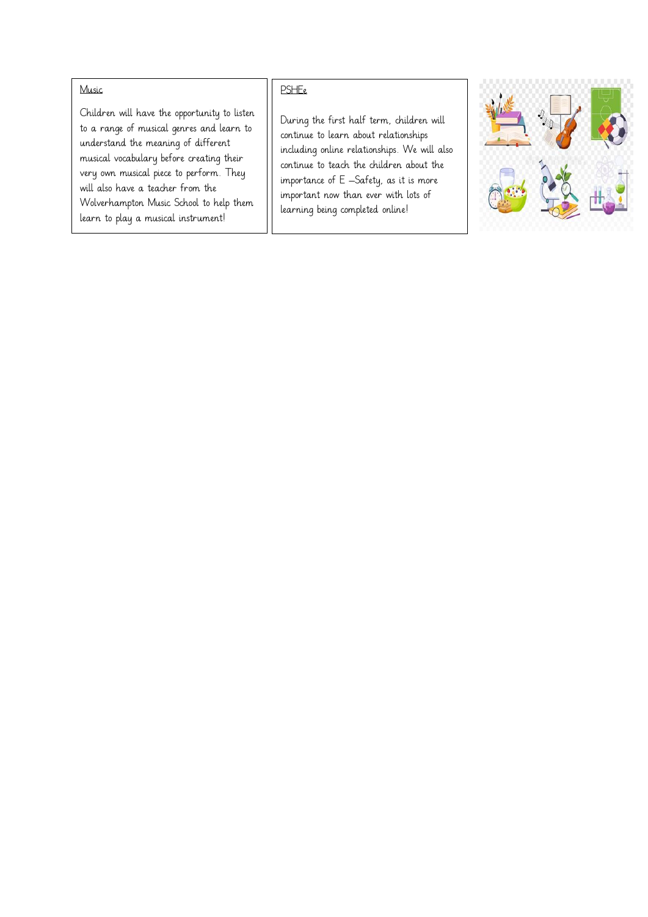## Music

Children will have the opportunity to listen to a range of musical genres and learn to understand the meaning of different musical vocabulary before creating their very own musical piece to perform. They will also have a teacher from the Wolverhampton Music School to help them learn to play a musical instrument!

## PSHEe

During the first half term, children will continue to learn about relationships including online relationships. We will also continue to teach the children about the importance of E –Safety, as it is more important now than ever with lots of learning being completed online!